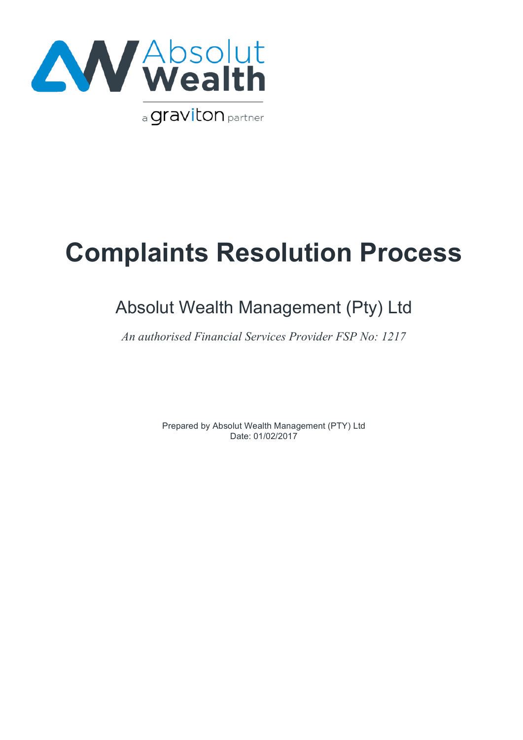# Complaints Resolution Process

## Absolut Wealth Management (Pty) Ltd

*An authorised Financial Services Provider FSP No: 1217*

Prepared by Absolut Wealth Management (PTY) Ltd
Date: 01/02/2017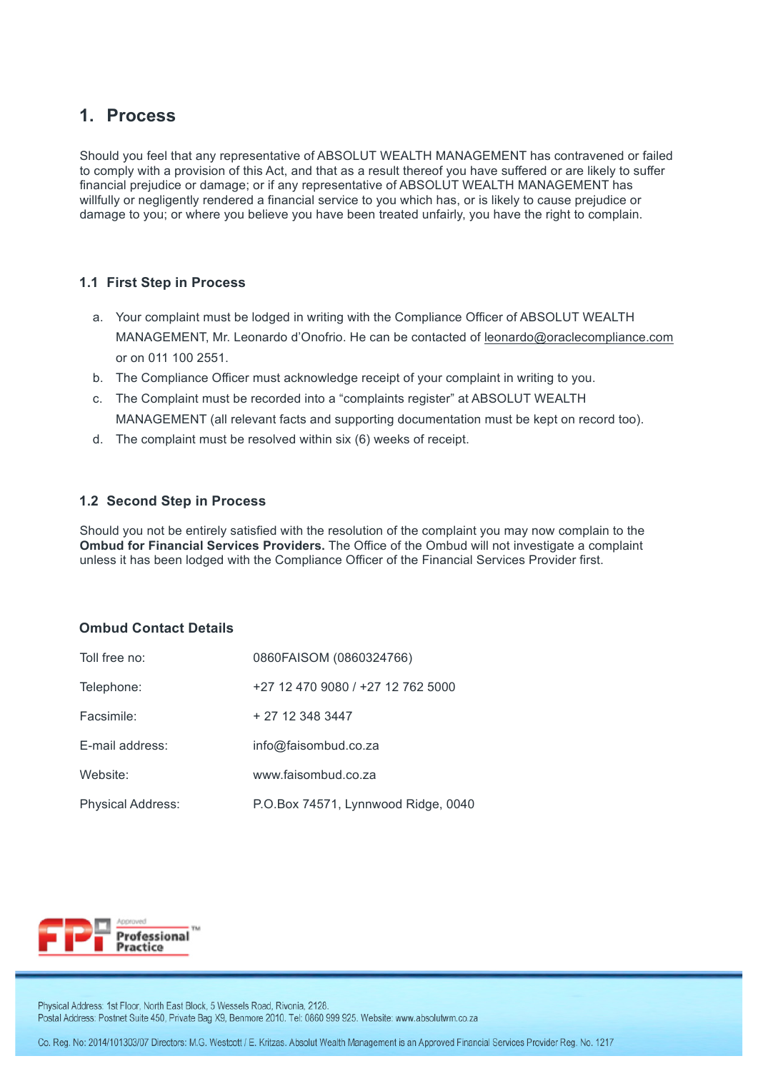## 1. Process

Should you feel that any representative of ABSOLUT WEALTH MANAGEMENT has contravened or failed to comply with a provision of this Act, and that as a result thereof you have suffered or are likely to suffer financial prejudice or damage; or if any representative of ABSOLUT WEALTH MANAGEMENT has willfully or negligently rendered a financial service to you which has, or is likely to cause prejudice or damage to you; or where you believe you have been treated unfairly, you have the right to complain.

### 1.1 First Step in Process

a. Your complaint must be lodged in writing with the Compliance Officer of ABSOLUT WEALTH MANAGEMENT, Mr. Leonardo d'Onofrio. He can be contacted of leonardo@oraclecompliance.com or on 011 100 2551.
b. The Compliance Officer must acknowledge receipt of your complaint in writing to you.
c. The Complaint must be recorded into a "complaints register" at ABSOLUT WEALTH MANAGEMENT (all relevant facts and supporting documentation must be kept on record too).
d. The complaint must be resolved within six (6) weeks of receipt.

### 1.2 Second Step in Process

Should you not be entirely satisfied with the resolution of the complaint you may now complain to the **Ombud for Financial Services Providers.** The Office of the Ombud will not investigate a complaint unless it has been lodged with the Compliance Officer of the Financial Services Provider first.

### Ombud Contact Details

| | |
|---|---|
| Toll free no: | 0860FAISOM (0860324766) |
| Telephone: | +27 12 470 9080 / +27 12 762 5000 |
| Facsimile: | + 27 12 348 3447 |
| E-mail address: | info@faisombud.co.za |
| Website: | www.faisombud.co.za |
| Physical Address: | P.O.Box 74571, Lynnwood Ridge, 0040 |

FPI Approved Professional Practice™

Physical Address: 1st Floor, North East Block, 5 Wessels Road, Rivonia, 2128.
Postal Address: Postnet Suite 450, Private Bag X9, Benmore 2010. Tel: 0860 999 925. Website: www.absolutwm.co.za

Co. Reg. No: 2014/101303/07 Directors: M.G. Westcott / E. Kritzas. Absolut Wealth Management is an Approved Financial Services Provider Reg. No. 1217